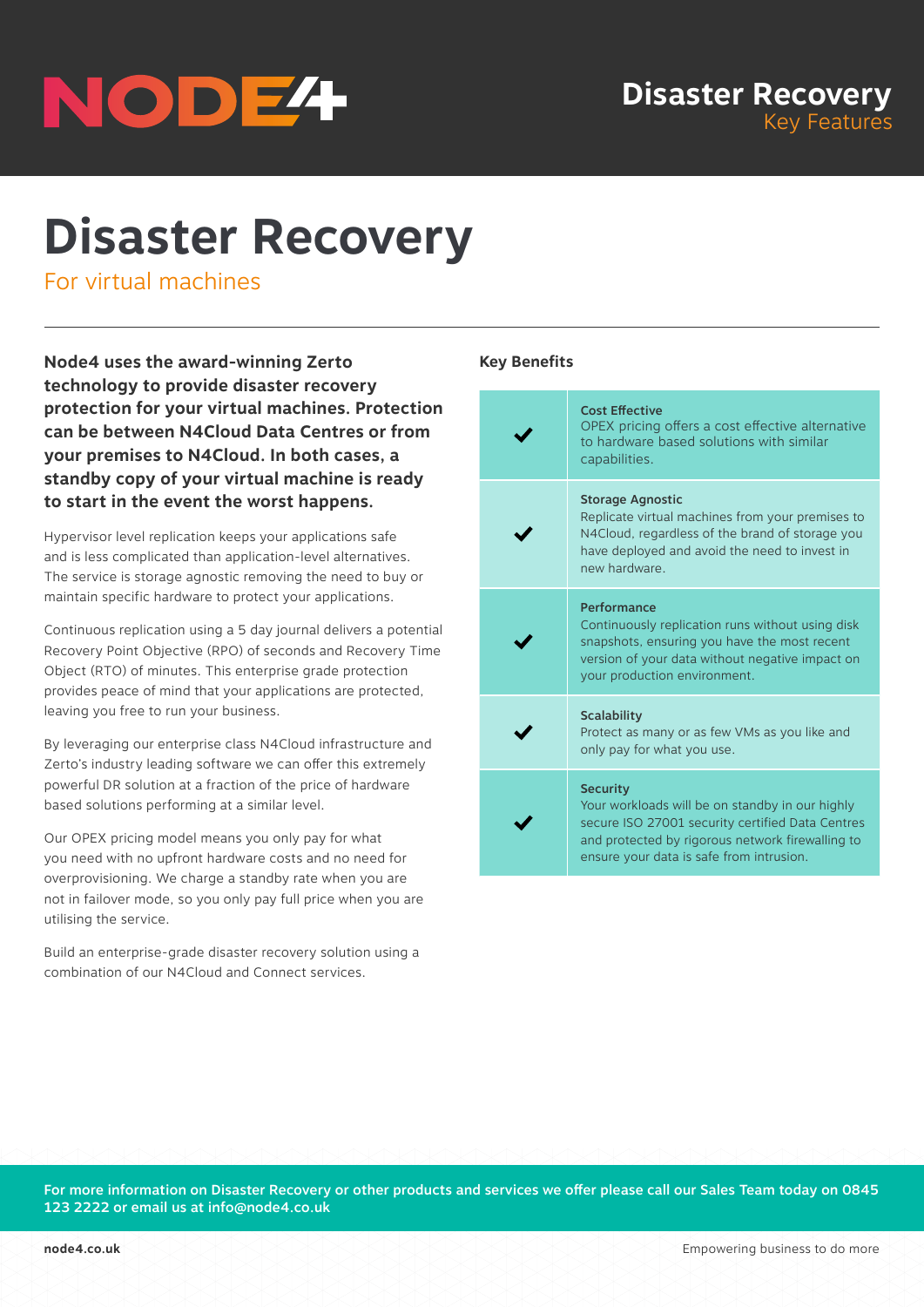# Disaster Recovery

## For virtual machines

**Node4 uses the award-winning Zerto technology to provide disaster recovery protection for your virtual machines. Protection can be between N4Cloud Data Centres or from your premises to N4Cloud. In both cases, a standby copy of your virtual machine is ready to start in the event the worst happens.**

Hypervisor level replication keeps your applications safe and is less complicated than application-level alternatives. The service is storage agnostic removing the need to buy or maintain specific hardware to protect your applications.

Continuous replication using a 5 day journal delivers a potential Recovery Point Objective (RPO) of seconds and Recovery Time Object (RTO) of minutes. This enterprise grade protection provides peace of mind that your applications are protected, leaving you free to run your business.

By leveraging our enterprise class N4Cloud infrastructure and Zerto's industry leading software we can offer this extremely powerful DR solution at a fraction of the price of hardware based solutions performing at a similar level.

Our OPEX pricing model means you only pay for what you need with no upfront hardware costs and no need for overprovisioning. We charge a standby rate when you are not in failover mode, so you only pay full price when you are utilising the service.

Build an enterprise-grade disaster recovery solution using a combination of our N4Cloud and Connect services.

### Key Benefits

| | |
|---|---|
| ✔ | **Cost Effective**<br>OPEX pricing offers a cost effective alternative to hardware based solutions with similar capabilities. |
| ✔ | **Storage Agnostic**<br>Replicate virtual machines from your premises to N4Cloud, regardless of the brand of storage you have deployed and avoid the need to invest in new hardware. |
| ✔ | **Performance**<br>Continuously replication runs without using disk snapshots, ensuring you have the most recent version of your data without negative impact on your production environment. |
| ✔ | **Scalability**<br>Protect as many or as few VMs as you like and only pay for what you use. |
| ✔ | **Security**<br>Your workloads will be on standby in our highly secure ISO 27001 security certified Data Centres and protected by rigorous network firewalling to ensure your data is safe from intrusion. |

**For more information on Disaster Recovery or other products and services we offer please call our Sales Team today on 0845 123 2222 or email us at info@node4.co.uk**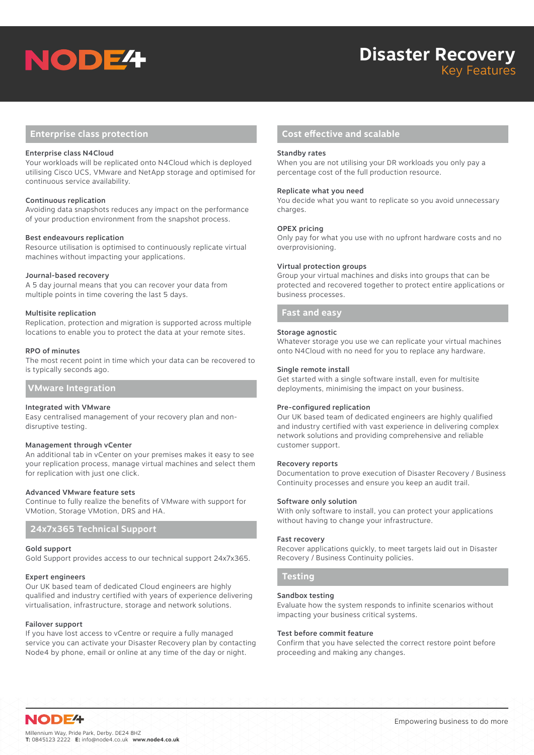# Disaster Recovery
## Key Features

## Enterprise class protection

**Enterprise class N4Cloud**
Your workloads will be replicated onto N4Cloud which is deployed utilising Cisco UCS, VMware and NetApp storage and optimised for continuous service availability.

**Continuous replication**
Avoiding data snapshots reduces any impact on the performance of your production environment from the snapshot process.

**Best endeavours replication**
Resource utilisation is optimised to continuously replicate virtual machines without impacting your applications.

**Journal-based recovery**
A 5 day journal means that you can recover your data from multiple points in time covering the last 5 days.

**Multisite replication**
Replication, protection and migration is supported across multiple locations to enable you to protect the data at your remote sites.

**RPO of minutes**
The most recent point in time which your data can be recovered to is typically seconds ago.

## VMware Integration

**Integrated with VMware**
Easy centralised management of your recovery plan and non-disruptive testing.

**Management through vCenter**
An additional tab in vCenter on your premises makes it easy to see your replication process, manage virtual machines and select them for replication with just one click.

**Advanced VMware feature sets**
Continue to fully realize the benefits of VMware with support for VMotion, Storage VMotion, DRS and HA.

## 24x7x365 Technical Support

**Gold support**
Gold Support provides access to our technical support 24x7x365.

**Expert engineers**
Our UK based team of dedicated Cloud engineers are highly qualified and industry certified with years of experience delivering virtualisation, infrastructure, storage and network solutions.

**Failover support**
If you have lost access to vCentre or require a fully managed service you can activate your Disaster Recovery plan by contacting Node4 by phone, email or online at any time of the day or night.

## Cost effective and scalable

**Standby rates**
When you are not utilising your DR workloads you only pay a percentage cost of the full production resource.

**Replicate what you need**
You decide what you want to replicate so you avoid unnecessary charges.

**OPEX pricing**
Only pay for what you use with no upfront hardware costs and no overprovisioning.

**Virtual protection groups**
Group your virtual machines and disks into groups that can be protected and recovered together to protect entire applications or business processes.

## Fast and easy

**Storage agnostic**
Whatever storage you use we can replicate your virtual machines onto N4Cloud with no need for you to replace any hardware.

**Single remote install**
Get started with a single software install, even for multisite deployments, minimising the impact on your business.

**Pre-configured replication**
Our UK based team of dedicated engineers are highly qualified and industry certified with vast experience in delivering complex network solutions and providing comprehensive and reliable customer support.

**Recovery reports**
Documentation to prove execution of Disaster Recovery / Business Continuity processes and ensure you keep an audit trail.

**Software only solution**
With only software to install, you can protect your applications without having to change your infrastructure.

**Fast recovery**
Recover applications quickly, to meet targets laid out in Disaster Recovery / Business Continuity policies.

## Testing

**Sandbox testing**
Evaluate how the system responds to infinite scenarios without impacting your business critical systems.

**Test before commit feature**
Confirm that you have selected the correct restore point before proceeding and making any changes.

Millennium Way, Pride Park, Derby. DE24 8HZ
**T:** 0845123 2222 **E:** info@node4.co.uk **www.node4.co.uk**

Empowering business to do more